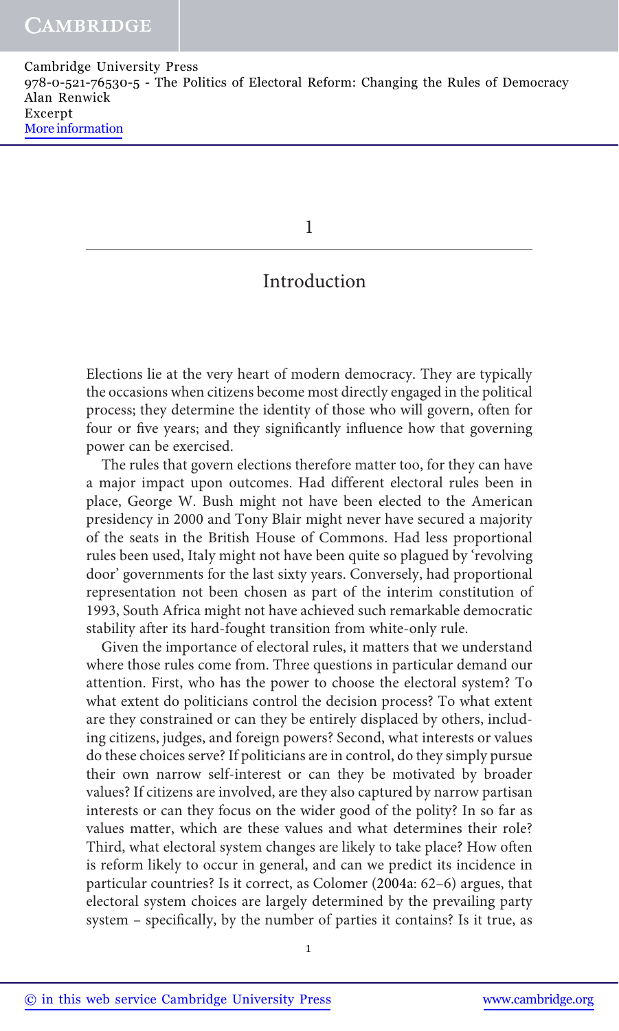# 1

# Introduction

Elections lie at the very heart of modern democracy. They are typically the occasions when citizens become most directly engaged in the political process; they determine the identity of those who will govern, often for four or five years; and they significantly influence how that governing power can be exercised.

The rules that govern elections therefore matter too, for they can have a major impact upon outcomes. Had different electoral rules been in place, George W. Bush might not have been elected to the American presidency in 2000 and Tony Blair might never have secured a majority of the seats in the British House of Commons. Had less proportional rules been used, Italy might not have been quite so plagued by 'revolving door' governments for the last sixty years. Conversely, had proportional representation not been chosen as part of the interim constitution of 1993, South Africa might not have achieved such remarkable democratic stability after its hard-fought transition from white-only rule.

Given the importance of electoral rules, it matters that we understand where those rules come from. Three questions in particular demand our attention. First, who has the power to choose the electoral system? To what extent do politicians control the decision process? To what extent are they constrained or can they be entirely displaced by others, including citizens, judges, and foreign powers? Second, what interests or values do these choices serve? If politicians are in control, do they simply pursue their own narrow self-interest or can they be motivated by broader values? If citizens are involved, are they also captured by narrow partisan interests or can they focus on the wider good of the polity? In so far as values matter, which are these values and what determines their role? Third, what electoral system changes are likely to take place? How often is reform likely to occur in general, and can we predict its incidence in particular countries? Is it correct, as Colomer (2004a: 62–6) argues, that electoral system choices are largely determined by the prevailing party system – specifically, by the number of parties it contains? Is it true, as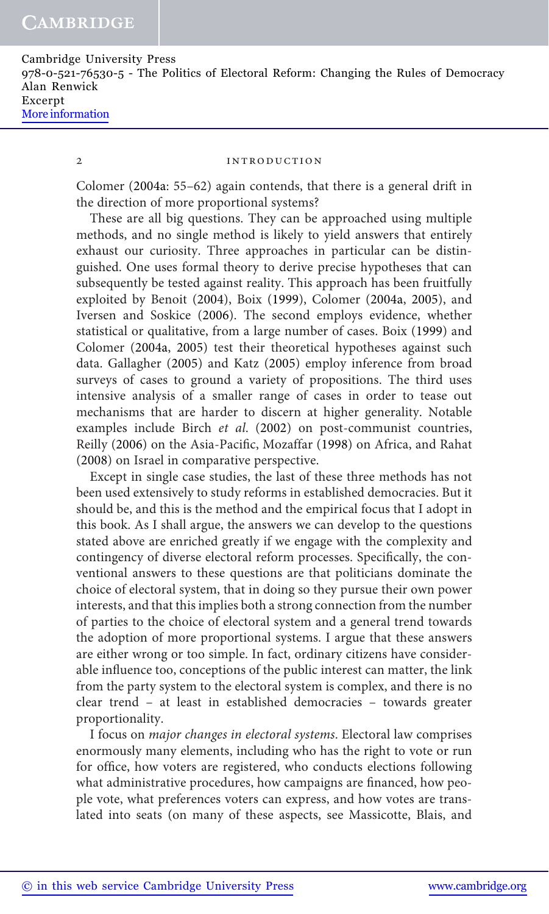Colomer (2004a: 55–62) again contends, that there is a general drift in the direction of more proportional systems?

These are all big questions. They can be approached using multiple methods, and no single method is likely to yield answers that entirely exhaust our curiosity. Three approaches in particular can be distinguished. One uses formal theory to derive precise hypotheses that can subsequently be tested against reality. This approach has been fruitfully exploited by Benoit (2004), Boix (1999), Colomer (2004a, 2005), and Iversen and Soskice (2006). The second employs evidence, whether statistical or qualitative, from a large number of cases. Boix (1999) and Colomer (2004a, 2005) test their theoretical hypotheses against such data. Gallagher (2005) and Katz (2005) employ inference from broad surveys of cases to ground a variety of propositions. The third uses intensive analysis of a smaller range of cases in order to tease out mechanisms that are harder to discern at higher generality. Notable examples include Birch *et al.* (2002) on post-communist countries, Reilly (2006) on the Asia-Pacific, Mozaffar (1998) on Africa, and Rahat (2008) on Israel in comparative perspective.

Except in single case studies, the last of these three methods has not been used extensively to study reforms in established democracies. But it should be, and this is the method and the empirical focus that I adopt in this book. As I shall argue, the answers we can develop to the questions stated above are enriched greatly if we engage with the complexity and contingency of diverse electoral reform processes. Specifically, the conventional answers to these questions are that politicians dominate the choice of electoral system, that in doing so they pursue their own power interests, and that this implies both a strong connection from the number of parties to the choice of electoral system and a general trend towards the adoption of more proportional systems. I argue that these answers are either wrong or too simple. In fact, ordinary citizens have considerable influence too, conceptions of the public interest can matter, the link from the party system to the electoral system is complex, and there is no clear trend – at least in established democracies – towards greater proportionality.

I focus on *major changes in electoral systems*. Electoral law comprises enormously many elements, including who has the right to vote or run for office, how voters are registered, who conducts elections following what administrative procedures, how campaigns are financed, how people vote, what preferences voters can express, and how votes are translated into seats (on many of these aspects, see Massicotte, Blais, and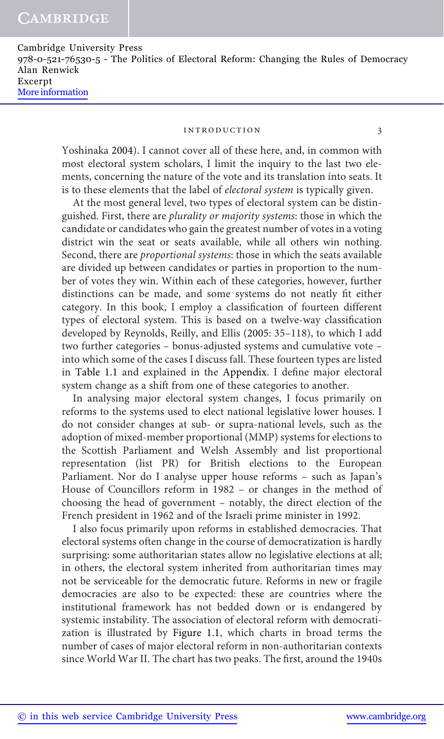Yoshinaka 2004). I cannot cover all of these here, and, in common with most electoral system scholars, I limit the inquiry to the last two elements, concerning the nature of the vote and its translation into seats. It is to these elements that the label of *electoral system* is typically given.

At the most general level, two types of electoral system can be distinguished. First, there are *plurality or majority systems*: those in which the candidate or candidates who gain the greatest number of votes in a voting district win the seat or seats available, while all others win nothing. Second, there are *proportional systems*: those in which the seats available are divided up between candidates or parties in proportion to the number of votes they win. Within each of these categories, however, further distinctions can be made, and some systems do not neatly fit either category. In this book, I employ a classification of fourteen different types of electoral system. This is based on a twelve-way classification developed by Reynolds, Reilly, and Ellis (2005: 35–118), to which I add two further categories – bonus-adjusted systems and cumulative vote – into which some of the cases I discuss fall. These fourteen types are listed in Table 1.1 and explained in the Appendix. I define major electoral system change as a shift from one of these categories to another.

In analysing major electoral system changes, I focus primarily on reforms to the systems used to elect national legislative lower houses. I do not consider changes at sub- or supra-national levels, such as the adoption of mixed-member proportional (MMP) systems for elections to the Scottish Parliament and Welsh Assembly and list proportional representation (list PR) for British elections to the European Parliament. Nor do I analyse upper house reforms – such as Japan's House of Councillors reform in 1982 – or changes in the method of choosing the head of government – notably, the direct election of the French president in 1962 and of the Israeli prime minister in 1992.

I also focus primarily upon reforms in established democracies. That electoral systems often change in the course of democratization is hardly surprising: some authoritarian states allow no legislative elections at all; in others, the electoral system inherited from authoritarian times may not be serviceable for the democratic future. Reforms in new or fragile democracies are also to be expected: these are countries where the institutional framework has not bedded down or is endangered by systemic instability. The association of electoral reform with democratization is illustrated by Figure 1.1, which charts in broad terms the number of cases of major electoral reform in non-authoritarian contexts since World War II. The chart has two peaks. The first, around the 1940s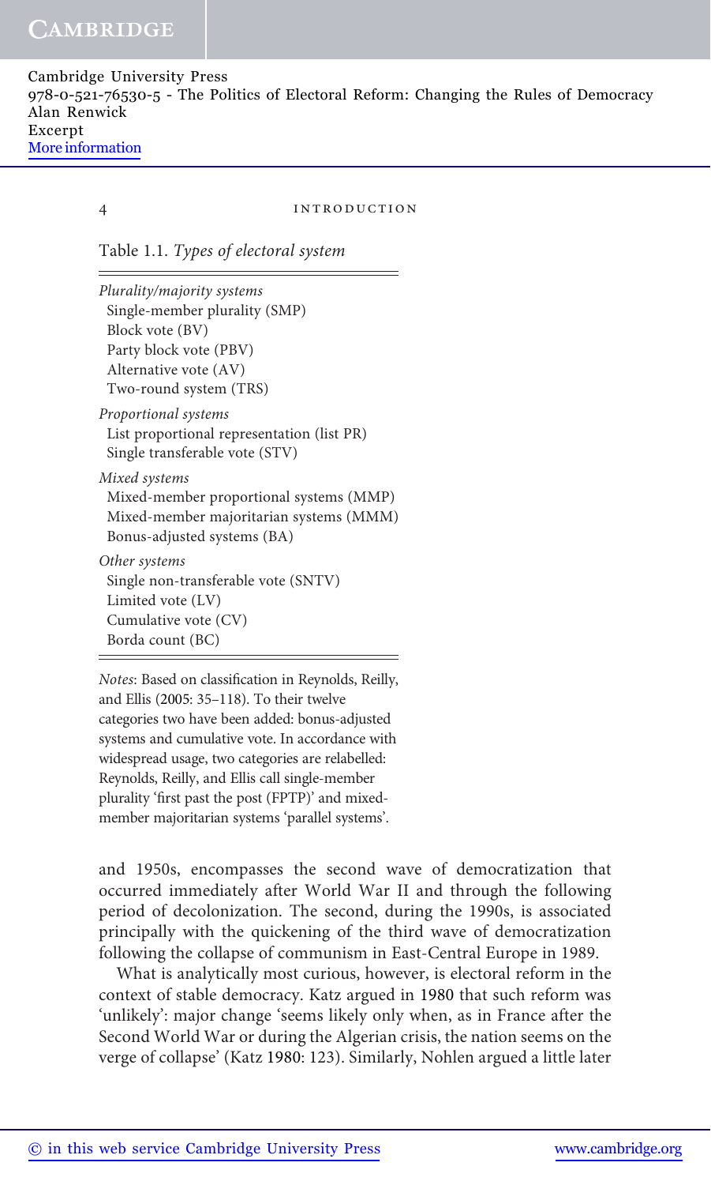Table 1.1. *Types of electoral system*

| |
|---|
| *Plurality/majority systems* |
| Single-member plurality (SMP) |
| Block vote (BV) |
| Party block vote (PBV) |
| Alternative vote (AV) |
| Two-round system (TRS) |
| *Proportional systems* |
| List proportional representation (list PR) |
| Single transferable vote (STV) |
| *Mixed systems* |
| Mixed-member proportional systems (MMP) |
| Mixed-member majoritarian systems (MMM) |
| Bonus-adjusted systems (BA) |
| *Other systems* |
| Single non-transferable vote (SNTV) |
| Limited vote (LV) |
| Cumulative vote (CV) |
| Borda count (BC) |

*Notes*: Based on classification in Reynolds, Reilly, and Ellis (2005: 35–118). To their twelve categories two have been added: bonus-adjusted systems and cumulative vote. In accordance with widespread usage, two categories are relabelled: Reynolds, Reilly, and Ellis call single-member plurality 'first past the post (FPTP)' and mixed-member majoritarian systems 'parallel systems'.

and 1950s, encompasses the second wave of democratization that occurred immediately after World War II and through the following period of decolonization. The second, during the 1990s, is associated principally with the quickening of the third wave of democratization following the collapse of communism in East-Central Europe in 1989.

What is analytically most curious, however, is electoral reform in the context of stable democracy. Katz argued in 1980 that such reform was 'unlikely': major change 'seems likely only when, as in France after the Second World War or during the Algerian crisis, the nation seems on the verge of collapse' (Katz 1980: 123). Similarly, Nohlen argued a little later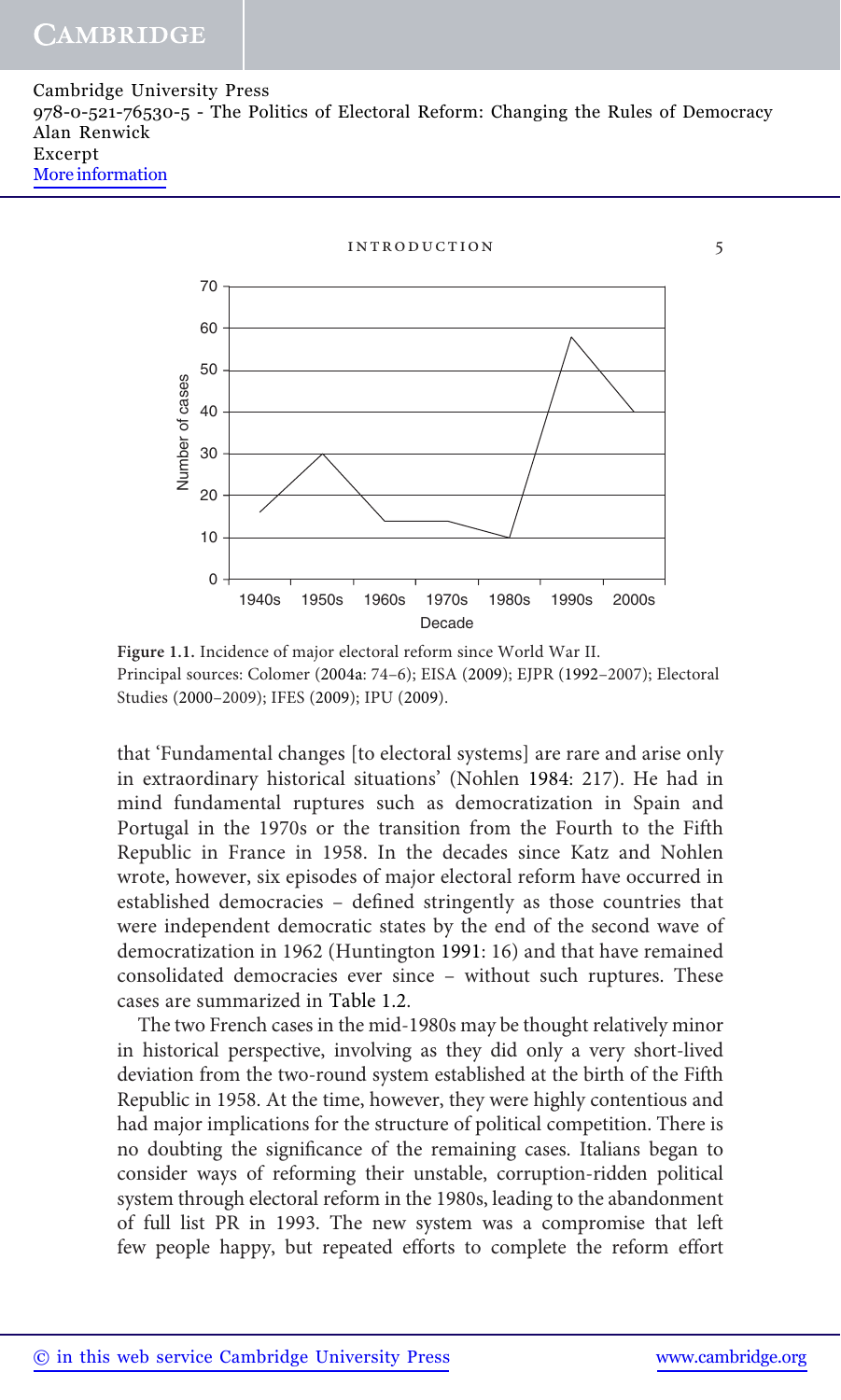Figure 1.1. Incidence of major electoral reform since World War II.
Principal sources: Colomer (2004a: 74–6); EISA (2009); EJPR (1992–2007); Electoral Studies (2000–2009); IFES (2009); IPU (2009).

that 'Fundamental changes [to electoral systems] are rare and arise only in extraordinary historical situations' (Nohlen 1984: 217). He had in mind fundamental ruptures such as democratization in Spain and Portugal in the 1970s or the transition from the Fourth to the Fifth Republic in France in 1958. In the decades since Katz and Nohlen wrote, however, six episodes of major electoral reform have occurred in established democracies – defined stringently as those countries that were independent democratic states by the end of the second wave of democratization in 1962 (Huntington 1991: 16) and that have remained consolidated democracies ever since – without such ruptures. These cases are summarized in Table 1.2.

The two French cases in the mid-1980s may be thought relatively minor in historical perspective, involving as they did only a very short-lived deviation from the two-round system established at the birth of the Fifth Republic in 1958. At the time, however, they were highly contentious and had major implications for the structure of political competition. There is no doubting the significance of the remaining cases. Italians began to consider ways of reforming their unstable, corruption-ridden political system through electoral reform in the 1980s, leading to the abandonment of full list PR in 1993. The new system was a compromise that left few people happy, but repeated efforts to complete the reform effort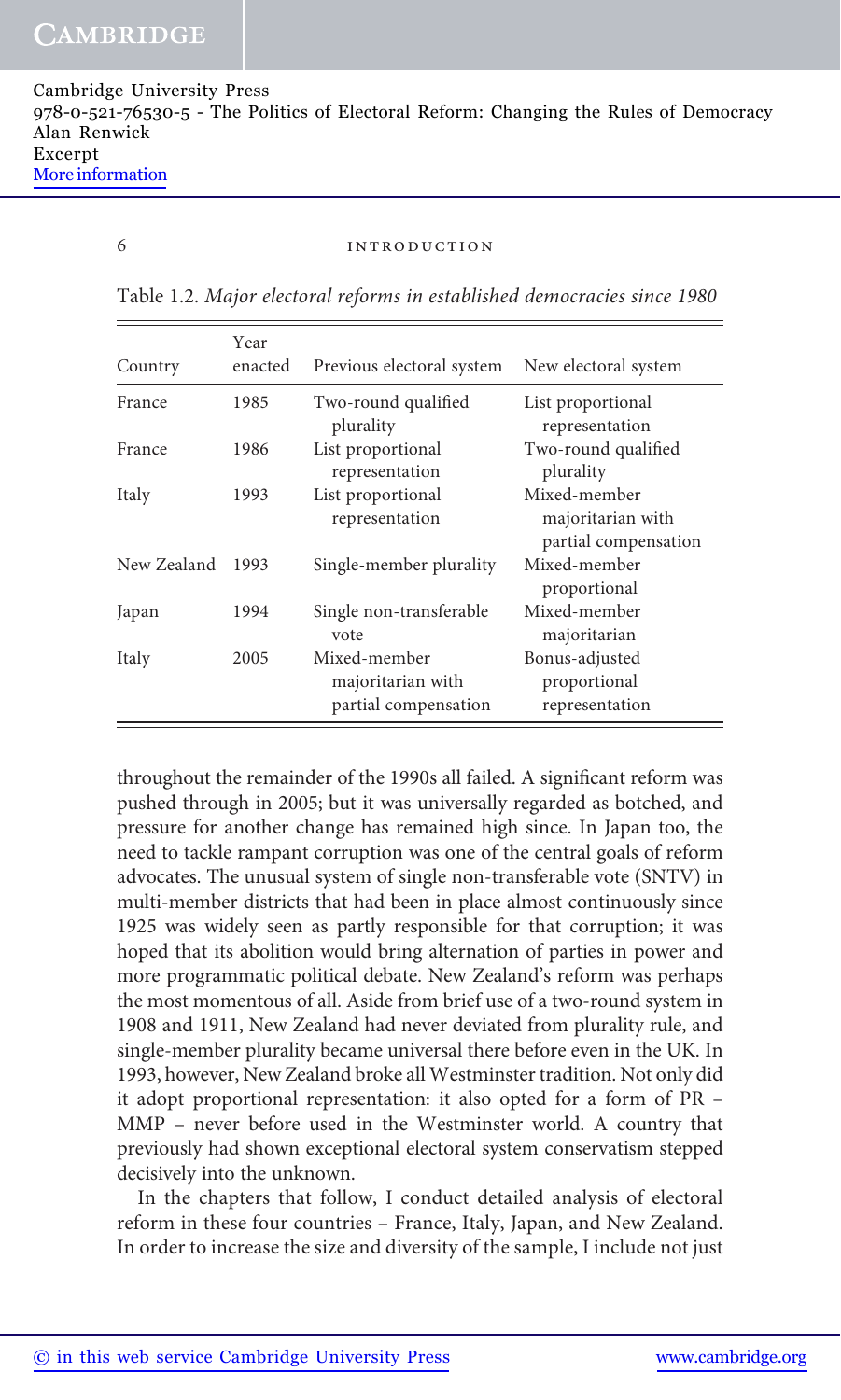Table 1.2. *Major electoral reforms in established democracies since 1980*

| Country | Year enacted | Previous electoral system | New electoral system |
|---|---|---|---|
| France | 1985 | Two-round qualified plurality | List proportional representation |
| France | 1986 | List proportional representation | Two-round qualified plurality |
| Italy | 1993 | List proportional representation | Mixed-member majoritarian with partial compensation |
| New Zealand | 1993 | Single-member plurality | Mixed-member proportional |
| Japan | 1994 | Single non-transferable vote | Mixed-member majoritarian |
| Italy | 2005 | Mixed-member majoritarian with partial compensation | Bonus-adjusted proportional representation |

throughout the remainder of the 1990s all failed. A significant reform was pushed through in 2005; but it was universally regarded as botched, and pressure for another change has remained high since. In Japan too, the need to tackle rampant corruption was one of the central goals of reform advocates. The unusual system of single non-transferable vote (SNTV) in multi-member districts that had been in place almost continuously since 1925 was widely seen as partly responsible for that corruption; it was hoped that its abolition would bring alternation of parties in power and more programmatic political debate. New Zealand's reform was perhaps the most momentous of all. Aside from brief use of a two-round system in 1908 and 1911, New Zealand had never deviated from plurality rule, and single-member plurality became universal there before even in the UK. In 1993, however, New Zealand broke all Westminster tradition. Not only did it adopt proportional representation: it also opted for a form of PR – MMP – never before used in the Westminster world. A country that previously had shown exceptional electoral system conservatism stepped decisively into the unknown.

In the chapters that follow, I conduct detailed analysis of electoral reform in these four countries – France, Italy, Japan, and New Zealand. In order to increase the size and diversity of the sample, I include not just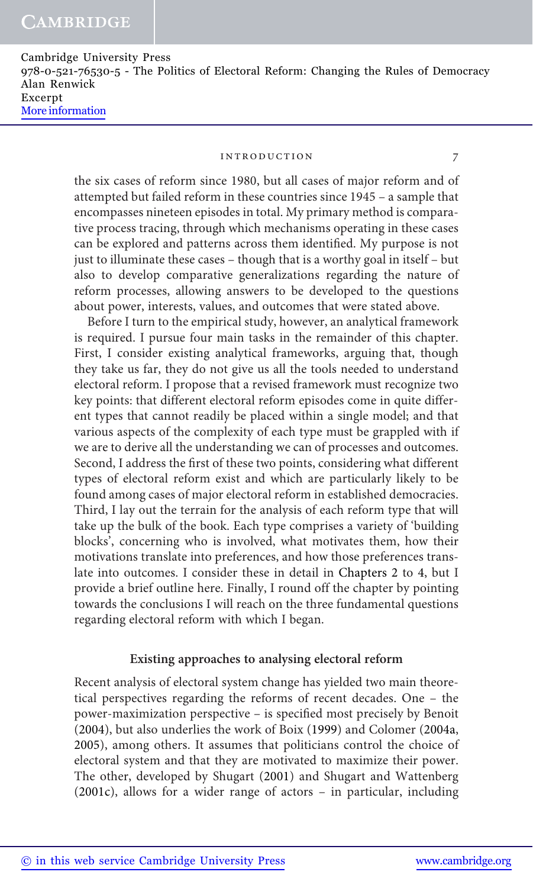the six cases of reform since 1980, but all cases of major reform and of attempted but failed reform in these countries since 1945 – a sample that encompasses nineteen episodes in total. My primary method is comparative process tracing, through which mechanisms operating in these cases can be explored and patterns across them identified. My purpose is not just to illuminate these cases – though that is a worthy goal in itself – but also to develop comparative generalizations regarding the nature of reform processes, allowing answers to be developed to the questions about power, interests, values, and outcomes that were stated above.

Before I turn to the empirical study, however, an analytical framework is required. I pursue four main tasks in the remainder of this chapter. First, I consider existing analytical frameworks, arguing that, though they take us far, they do not give us all the tools needed to understand electoral reform. I propose that a revised framework must recognize two key points: that different electoral reform episodes come in quite different types that cannot readily be placed within a single model; and that various aspects of the complexity of each type must be grappled with if we are to derive all the understanding we can of processes and outcomes. Second, I address the first of these two points, considering what different types of electoral reform exist and which are particularly likely to be found among cases of major electoral reform in established democracies. Third, I lay out the terrain for the analysis of each reform type that will take up the bulk of the book. Each type comprises a variety of 'building blocks', concerning who is involved, what motivates them, how their motivations translate into preferences, and how those preferences translate into outcomes. I consider these in detail in Chapters 2 to 4, but I provide a brief outline here. Finally, I round off the chapter by pointing towards the conclusions I will reach on the three fundamental questions regarding electoral reform with which I began.

## Existing approaches to analysing electoral reform

Recent analysis of electoral system change has yielded two main theoretical perspectives regarding the reforms of recent decades. One – the power-maximization perspective – is specified most precisely by Benoit (2004), but also underlies the work of Boix (1999) and Colomer (2004a, 2005), among others. It assumes that politicians control the choice of electoral system and that they are motivated to maximize their power. The other, developed by Shugart (2001) and Shugart and Wattenberg (2001c), allows for a wider range of actors – in particular, including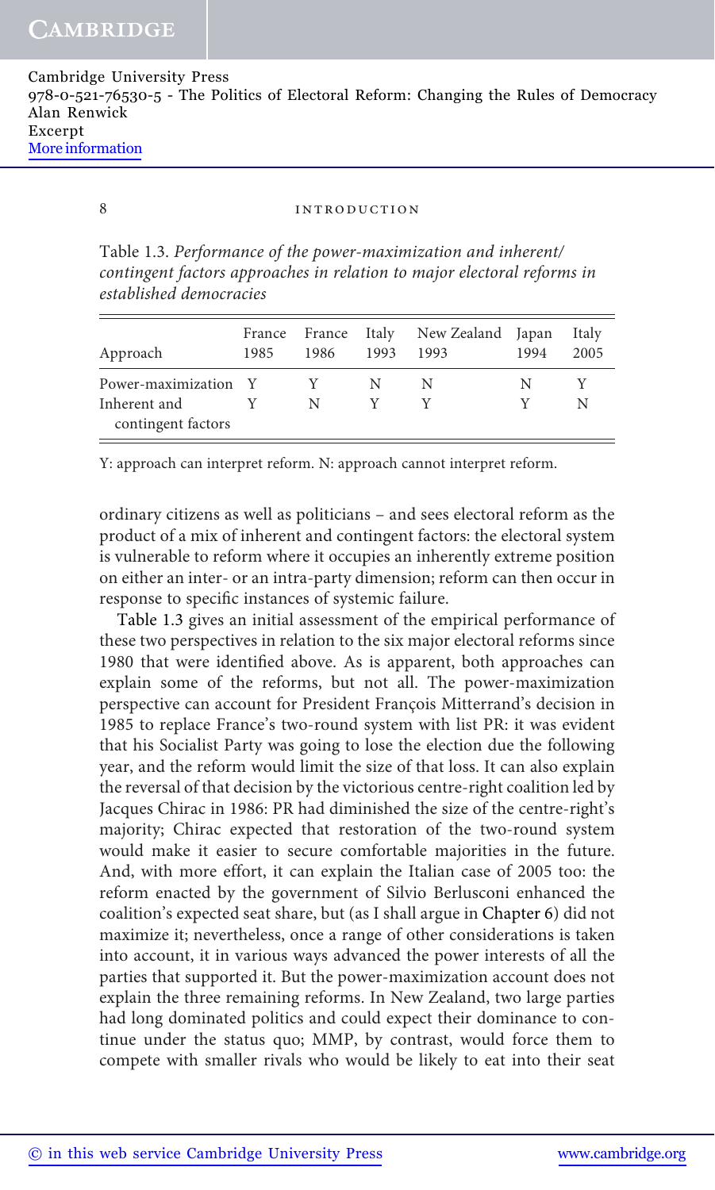Table 1.3. *Performance of the power-maximization and inherent/contingent factors approaches in relation to major electoral reforms in established democracies*

| Approach | France 1985 | France 1986 | Italy 1993 | New Zealand 1993 | Japan 1994 | Italy 2005 |
|---|---|---|---|---|---|---|
| Power-maximization | Y | Y | N | N | N | Y |
| Inherent and contingent factors | Y | N | Y | Y | Y | N |

Y: approach can interpret reform. N: approach cannot interpret reform.

ordinary citizens as well as politicians – and sees electoral reform as the product of a mix of inherent and contingent factors: the electoral system is vulnerable to reform where it occupies an inherently extreme position on either an inter- or an intra-party dimension; reform can then occur in response to specific instances of systemic failure.

Table 1.3 gives an initial assessment of the empirical performance of these two perspectives in relation to the six major electoral reforms since 1980 that were identified above. As is apparent, both approaches can explain some of the reforms, but not all. The power-maximization perspective can account for President François Mitterrand's decision in 1985 to replace France's two-round system with list PR: it was evident that his Socialist Party was going to lose the election due the following year, and the reform would limit the size of that loss. It can also explain the reversal of that decision by the victorious centre-right coalition led by Jacques Chirac in 1986: PR had diminished the size of the centre-right's majority; Chirac expected that restoration of the two-round system would make it easier to secure comfortable majorities in the future. And, with more effort, it can explain the Italian case of 2005 too: the reform enacted by the government of Silvio Berlusconi enhanced the coalition's expected seat share, but (as I shall argue in Chapter 6) did not maximize it; nevertheless, once a range of other considerations is taken into account, it in various ways advanced the power interests of all the parties that supported it. But the power-maximization account does not explain the three remaining reforms. In New Zealand, two large parties had long dominated politics and could expect their dominance to continue under the status quo; MMP, by contrast, would force them to compete with smaller rivals who would be likely to eat into their seat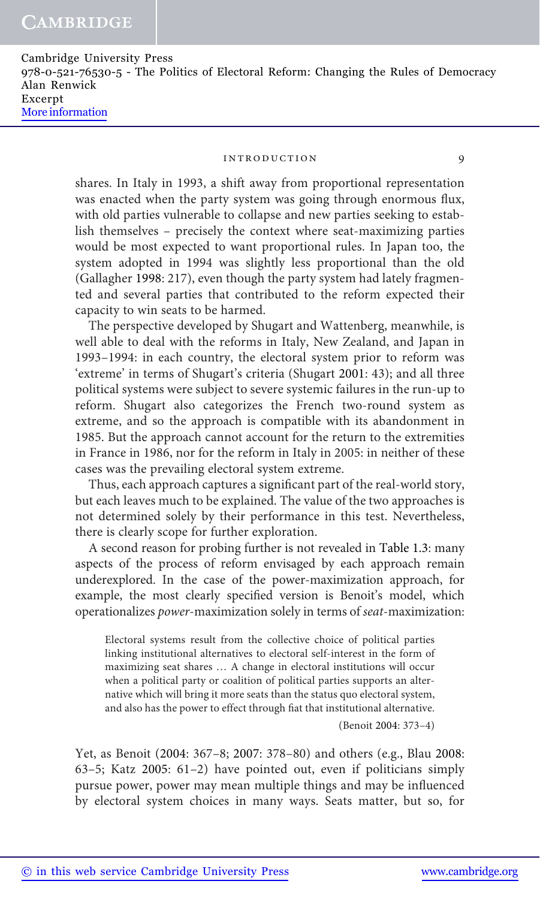shares. In Italy in 1993, a shift away from proportional representation was enacted when the party system was going through enormous flux, with old parties vulnerable to collapse and new parties seeking to establish themselves – precisely the context where seat-maximizing parties would be most expected to want proportional rules. In Japan too, the system adopted in 1994 was slightly less proportional than the old (Gallagher 1998: 217), even though the party system had lately fragmented and several parties that contributed to the reform expected their capacity to win seats to be harmed.

The perspective developed by Shugart and Wattenberg, meanwhile, is well able to deal with the reforms in Italy, New Zealand, and Japan in 1993–1994: in each country, the electoral system prior to reform was 'extreme' in terms of Shugart's criteria (Shugart 2001: 43); and all three political systems were subject to severe systemic failures in the run-up to reform. Shugart also categorizes the French two-round system as extreme, and so the approach is compatible with its abandonment in 1985. But the approach cannot account for the return to the extremities in France in 1986, nor for the reform in Italy in 2005: in neither of these cases was the prevailing electoral system extreme.

Thus, each approach captures a significant part of the real-world story, but each leaves much to be explained. The value of the two approaches is not determined solely by their performance in this test. Nevertheless, there is clearly scope for further exploration.

A second reason for probing further is not revealed in Table 1.3: many aspects of the process of reform envisaged by each approach remain underexplored. In the case of the power-maximization approach, for example, the most clearly specified version is Benoit's model, which operationalizes *power*-maximization solely in terms of *seat*-maximization:

> Electoral systems result from the collective choice of political parties linking institutional alternatives to electoral self-interest in the form of maximizing seat shares … A change in electoral institutions will occur when a political party or coalition of political parties supports an alternative which will bring it more seats than the status quo electoral system, and also has the power to effect through fiat that institutional alternative.
>
> (Benoit 2004: 373–4)

Yet, as Benoit (2004: 367–8; 2007: 378–80) and others (e.g., Blau 2008: 63–5; Katz 2005: 61–2) have pointed out, even if politicians simply pursue power, power may mean multiple things and may be influenced by electoral system choices in many ways. Seats matter, but so, for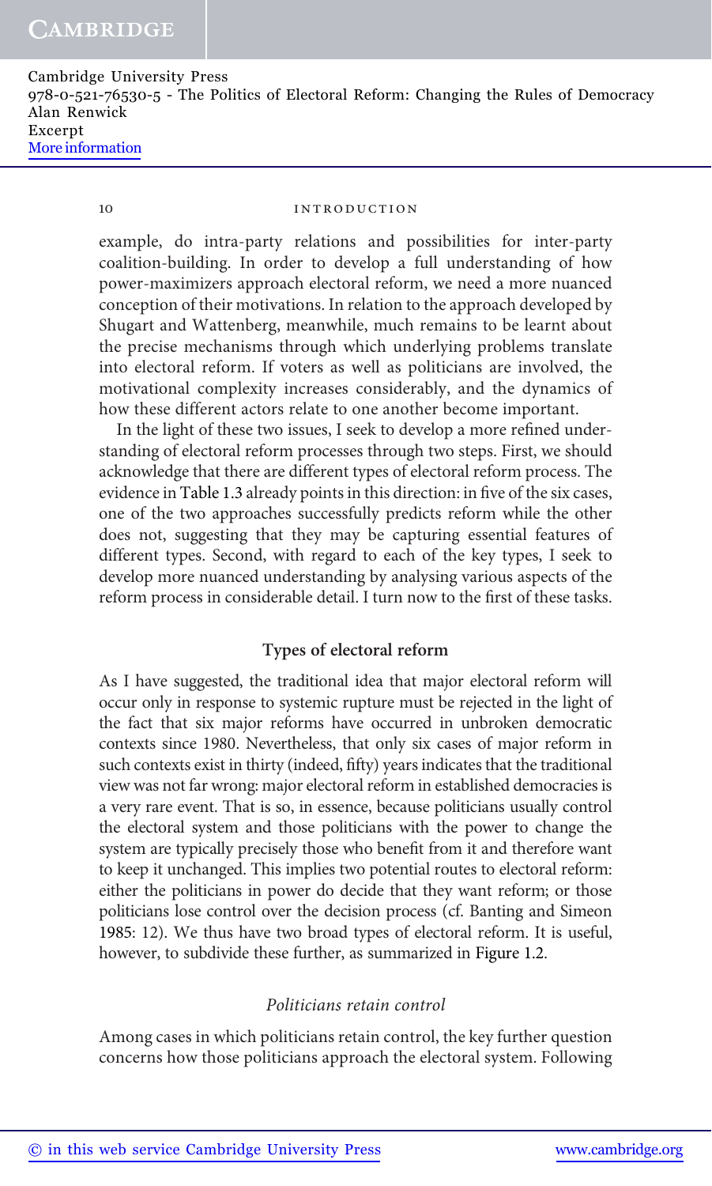example, do intra-party relations and possibilities for inter-party coalition-building. In order to develop a full understanding of how power-maximizers approach electoral reform, we need a more nuanced conception of their motivations. In relation to the approach developed by Shugart and Wattenberg, meanwhile, much remains to be learnt about the precise mechanisms through which underlying problems translate into electoral reform. If voters as well as politicians are involved, the motivational complexity increases considerably, and the dynamics of how these different actors relate to one another become important.

In the light of these two issues, I seek to develop a more refined understanding of electoral reform processes through two steps. First, we should acknowledge that there are different types of electoral reform process. The evidence in Table 1.3 already points in this direction: in five of the six cases, one of the two approaches successfully predicts reform while the other does not, suggesting that they may be capturing essential features of different types. Second, with regard to each of the key types, I seek to develop more nuanced understanding by analysing various aspects of the reform process in considerable detail. I turn now to the first of these tasks.

## Types of electoral reform

As I have suggested, the traditional idea that major electoral reform will occur only in response to systemic rupture must be rejected in the light of the fact that six major reforms have occurred in unbroken democratic contexts since 1980. Nevertheless, that only six cases of major reform in such contexts exist in thirty (indeed, fifty) years indicates that the traditional view was not far wrong: major electoral reform in established democracies is a very rare event. That is so, in essence, because politicians usually control the electoral system and those politicians with the power to change the system are typically precisely those who benefit from it and therefore want to keep it unchanged. This implies two potential routes to electoral reform: either the politicians in power do decide that they want reform; or those politicians lose control over the decision process (cf. Banting and Simeon 1985: 12). We thus have two broad types of electoral reform. It is useful, however, to subdivide these further, as summarized in Figure 1.2.

### *Politicians retain control*

Among cases in which politicians retain control, the key further question concerns how those politicians approach the electoral system. Following